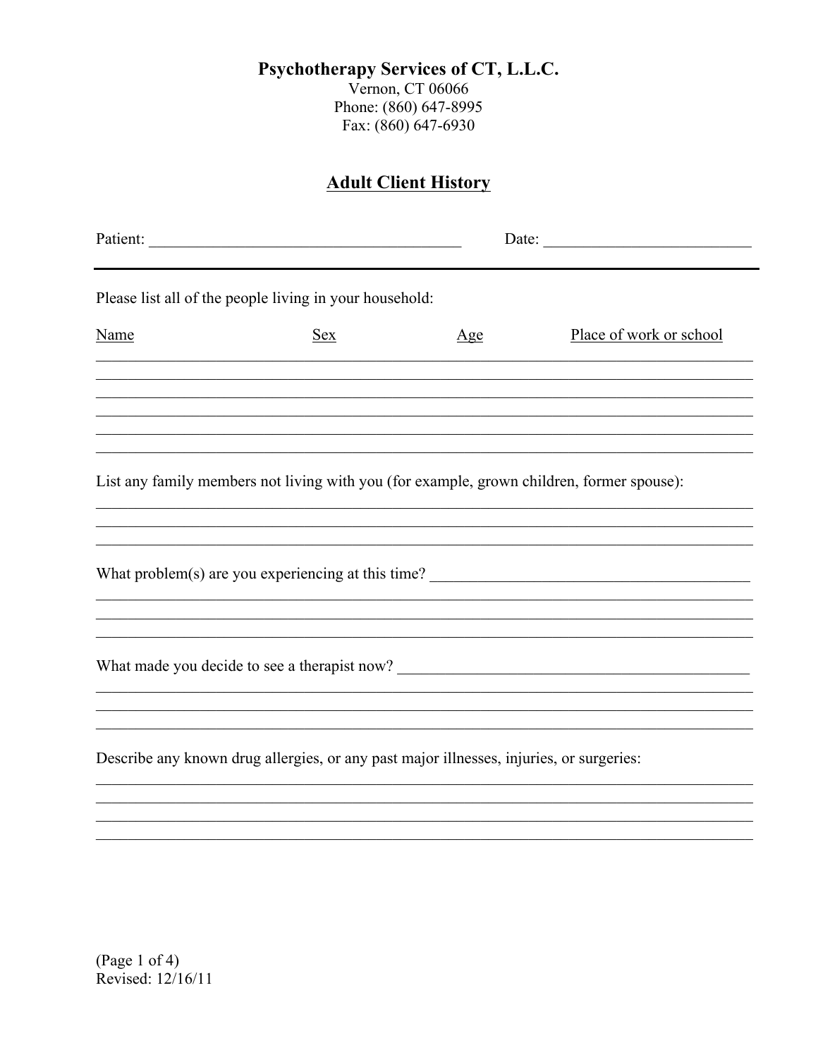**Psychotherapy Services of CT, L.L.C.**
Vernon, CT 06066
Phone: (860) 647-8995
Fax: (860) 647-6930

## Adult Client History

Patient: ________________________________________ Date: __________________________

---

Please list all of the people living in your household:

| Name | Sex | Age | Place of work or school |
| --- | --- | --- | --- |
| | | | |
| | | | |
| | | | |
| | | | |
| | | | |
| | | | |

List any family members not living with you (for example, grown children, former spouse):

_______________________________________________________________________________
_______________________________________________________________________________
_______________________________________________________________________________

What problem(s) are you experiencing at this time? ________________________________________

_______________________________________________________________________________
_______________________________________________________________________________
_______________________________________________________________________________

What made you decide to see a therapist now? ____________________________________________

_______________________________________________________________________________
_______________________________________________________________________________
_______________________________________________________________________________

Describe any known drug allergies, or any past major illnesses, injuries, or surgeries:

_______________________________________________________________________________
_______________________________________________________________________________
_______________________________________________________________________________
_______________________________________________________________________________

Revised: 12/16/11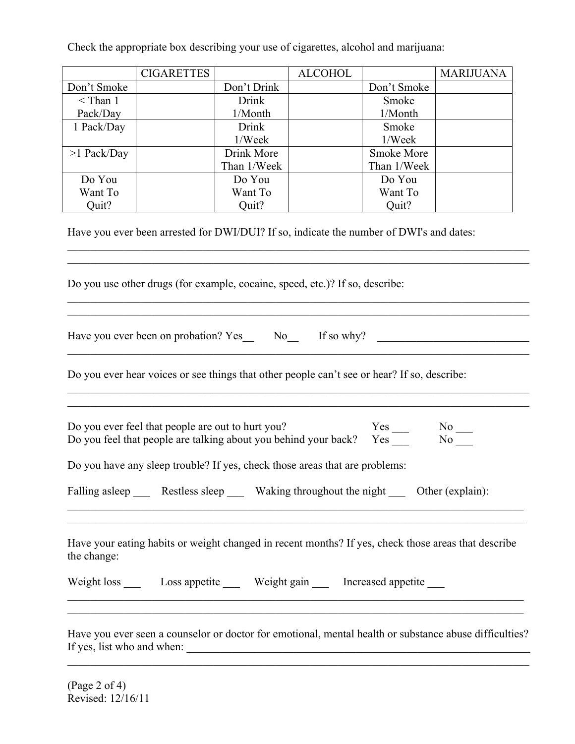Check the appropriate box describing your use of cigarettes, alcohol and marijuana:

| | CIGARETTES | | ALCOHOL | | MARIJUANA |
|---|---|---|---|---|---|
| Don't Smoke | | Don't Drink | | Don't Smoke | |
| < Than 1 Pack/Day | | Drink 1/Month | | Smoke 1/Month | |
| 1 Pack/Day | | Drink 1/Week | | Smoke 1/Week | |
| >1 Pack/Day | | Drink More Than 1/Week | | Smoke More Than 1/Week | |
| Do You Want To Quit? | | Do You Want To Quit? | | Do You Want To Quit? | |

Have you ever been arrested for DWI/DUI? If so, indicate the number of DWI's and dates:

______________________________________________________________________________

______________________________________________________________________________

Do you use other drugs (for example, cocaine, speed, etc.)? If so, describe:

______________________________________________________________________________

______________________________________________________________________________

Have you ever been on probation? Yes__ No__ If so why? ___________________________

______________________________________________________________________________

Do you ever hear voices or see things that other people can't see or hear? If so, describe:

______________________________________________________________________________

______________________________________________________________________________

Do you ever feel that people are out to hurt you? Yes ___ No ___

Do you feel that people are talking about you behind your back? Yes ___ No ___

Do you have any sleep trouble? If yes, check those areas that are problems:

Falling asleep ___ Restless sleep ___ Waking throughout the night ___ Other (explain):

______________________________________________________________________________

______________________________________________________________________________

Have your eating habits or weight changed in recent months? If yes, check those areas that describe the change:

Weight loss ___ Loss appetite ___ Weight gain ___ Increased appetite ___

______________________________________________________________________________

______________________________________________________________________________

Have you ever seen a counselor or doctor for emotional, mental health or substance abuse difficulties? If yes, list who and when: ________________________________________________

______________________________________________________________________________

Revised: 12/16/11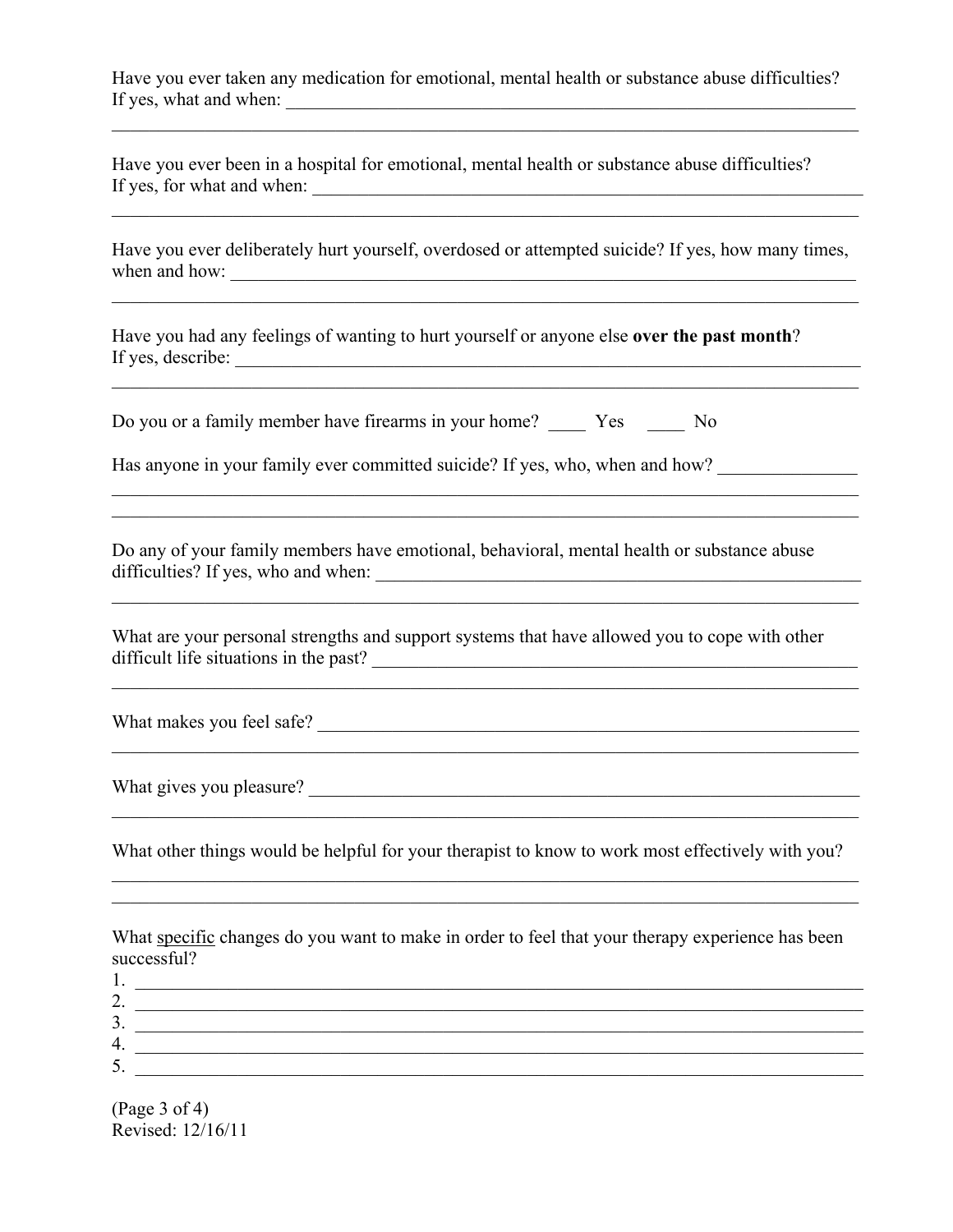Have you ever taken any medication for emotional, mental health or substance abuse difficulties?
If yes, what and when: ___________________________________________________________________

________________________________________________________________________________

Have you ever been in a hospital for emotional, mental health or substance abuse difficulties?
If yes, for what and when: _______________________________________________________________

________________________________________________________________________________

Have you ever deliberately hurt yourself, overdosed or attempted suicide? If yes, how many times, when and how: ______________________________________________________________________

________________________________________________________________________________

Have you had any feelings of wanting to hurt yourself or anyone else **over the past month**?
If yes, describe: ________________________________________________________________________

________________________________________________________________________________

Do you or a family member have firearms in your home? ____ Yes ____ No

Has anyone in your family ever committed suicide? If yes, who, when and how? _______________

________________________________________________________________________________

________________________________________________________________________________

Do any of your family members have emotional, behavioral, mental health or substance abuse difficulties? If yes, who and when: _____________________________________________________

________________________________________________________________________________

What are your personal strengths and support systems that have allowed you to cope with other difficult life situations in the past? _____________________________________________________

________________________________________________________________________________

What makes you feel safe? _________________________________________________________________

________________________________________________________________________________

What gives you pleasure? _________________________________________________________________

________________________________________________________________________________

What other things would be helpful for your therapist to know to work most effectively with you?

________________________________________________________________________________

________________________________________________________________________________

What <u>specific</u> changes do you want to make in order to feel that your therapy experience has been successful?

1. ______________________________________________________________________________
2. ______________________________________________________________________________
3. ______________________________________________________________________________
4. ______________________________________________________________________________
5. ______________________________________________________________________________

(Page 3 of 4)
Revised: 12/16/11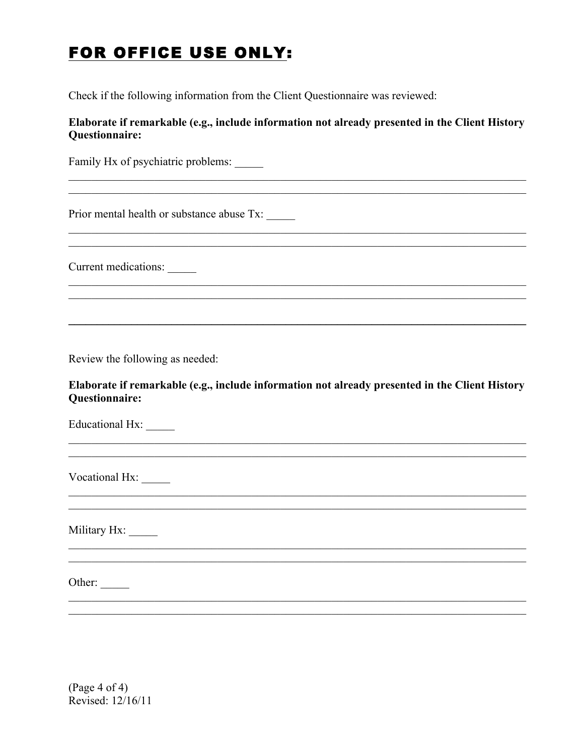# **FOR OFFICE USE ONLY:**

Check if the following information from the Client Questionnaire was reviewed:

**Elaborate if remarkable (e.g., include information not already presented in the Client History Questionnaire:**

Family Hx of psychiatric problems: _____

______________________________________________________________________________
______________________________________________________________________________

Prior mental health or substance abuse Tx: _____

______________________________________________________________________________
______________________________________________________________________________

Current medications: _____

______________________________________________________________________________
______________________________________________________________________________

______________________________________________________________________________

Review the following as needed:

**Elaborate if remarkable (e.g., include information not already presented in the Client History Questionnaire:**

Educational Hx: _____

______________________________________________________________________________
______________________________________________________________________________

Vocational Hx: _____

______________________________________________________________________________
______________________________________________________________________________

Military Hx: _____

______________________________________________________________________________
______________________________________________________________________________

Other: _____

______________________________________________________________________________
______________________________________________________________________________

Revised: 12/16/11